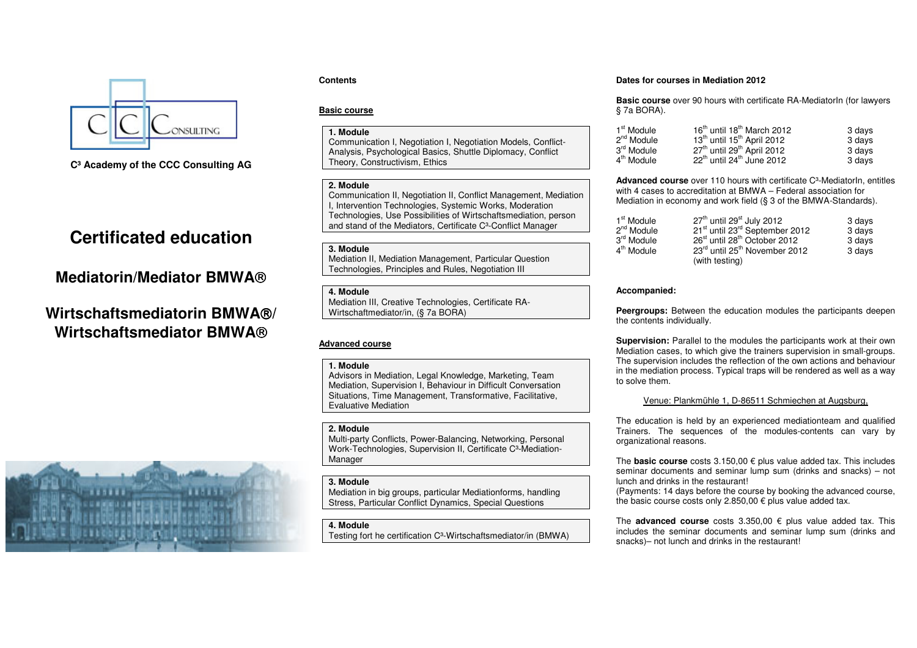C³ Academy of the CCC Consulting AG

# Certificated education

## Mediatorin/Mediator BMWA®

## Wirtschaftsmediatorin BMWA®/ Wirtschaftsmediator BMWA®

**Contents**

### Basic course

**1. Module**
Communication I, Negotiation I, Negotiation Models, Conflict-Analysis, Psychological Basics, Shuttle Diplomacy, Conflict Theory, Constructivism, Ethics

**2. Module**
Communication II, Negotiation II, Conflict Management, Mediation I, Intervention Technologies, Systemic Works, Moderation Technologies, Use Possibilities of Wirtschaftsmediation, person and stand of the Mediators, Certificate C³-Conflict Manager

**3. Module**
Mediation II, Mediation Management, Particular Question Technologies, Principles and Rules, Negotiation III

**4. Module**
Mediation III, Creative Technologies, Certificate RA-Wirtschaftmediator/in, (§ 7a BORA)

### Advanced course

**1. Module**
Advisors in Mediation, Legal Knowledge, Marketing, Team Mediation, Supervision I, Behaviour in Difficult Conversation Situations, Time Management, Transformative, Facilitative, Evaluative Mediation

**2. Module**
Multi-party Conflicts, Power-Balancing, Networking, Personal Work-Technologies, Supervision II, Certificate C³-Mediation-Manager

**3. Module**
Mediation in big groups, particular Mediationforms, handling Stress, Particular Conflict Dynamics, Special Questions

**4. Module**
Testing fort he certification C³-Wirtschaftsmediator/in (BMWA)

**Dates for courses in Mediation 2012**

**Basic course** over 90 hours with certificate RA-MediatorIn (for lawyers § 7a BORA).

| | | |
|---|---|---|
| 1st Module | 16th until 18th March 2012 | 3 days |
| 2nd Module | 13th until 15th April 2012 | 3 days |
| 3rd Module | 27th until 29th April 2012 | 3 days |
| 4th Module | 22th until 24th June 2012 | 3 days |

**Advanced course** over 110 hours with certificate C³-MediatorIn, entitles with 4 cases to accreditation at BMWA – Federal association for Mediation in economy and work field (§ 3 of the BMWA-Standards).

| | | |
|---|---|---|
| 1st Module | 27th until 29st July 2012 | 3 days |
| 2nd Module | 21st until 23rd September 2012 | 3 days |
| 3rd Module | 26st until 28th October 2012 | 3 days |
| 4th Module | 23rd until 25th November 2012 (with testing) | 3 days |

**Accompanied:**

**Peergroups:** Between the education modules the participants deepen the contents individually.

**Supervision:** Parallel to the modules the participants work at their own Mediation cases, to which give the trainers supervision in small-groups. The supervision includes the reflection of the own actions and behaviour in the mediation process. Typical traps will be rendered as well as a way to solve them.

Venue: Plankmühle 1, D-86511 Schmiechen at Augsburg.

The education is held by an experienced mediationteam and qualified Trainers. The sequences of the modules-contents can vary by organizational reasons.

The **basic course** costs 3.150,00 € plus value added tax. This includes seminar documents and seminar lump sum (drinks and snacks) – not lunch and drinks in the restaurant!
(Payments: 14 days before the course by booking the advanced course, the basic course costs only 2.850,00 € plus value added tax.

The **advanced course** costs 3.350,00 € plus value added tax. This includes the seminar documents and seminar lump sum (drinks and snacks)– not lunch and drinks in the restaurant!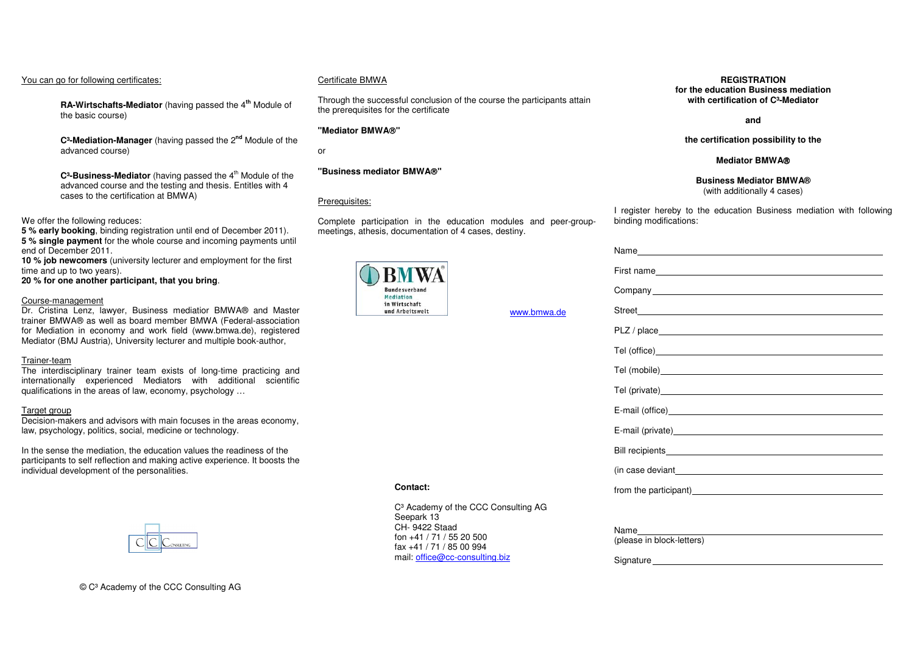You can go for following certificates:

**RA-Wirtschafts-Mediator** (having passed the 4th Module of the basic course)

**C³-Mediation-Manager** (having passed the 2nd Module of the advanced course)

**C³-Business-Mediator** (having passed the 4th Module of the advanced course and the testing and thesis. Entitles with 4 cases to the certification at BMWA)

We offer the following reduces:
**5 % early booking**, binding registration until end of December 2011).
**5 % single payment** for the whole course and incoming payments until end of December 2011.
**10 % job newcomers** (university lecturer and employment for the first time and up to two years).
**20 % for one another participant, that you bring**.

Course-management
Dr. Cristina Lenz, lawyer, Business mediatior BMWA® and Master trainer BMWA® as well as board member BMWA (Federal-association for Mediation in economy and work field (www.bmwa.de), registered Mediator (BMJ Austria), University lecturer and multiple book-author,

Trainer-team
The interdisciplinary trainer team exists of long-time practicing and internationally experienced Mediators with additional scientific qualifications in the areas of law, economy, psychology …

Target group
Decision-makers and advisors with main focuses in the areas economy, law, psychology, politics, social, medicine or technology.

In the sense the mediation, the education values the readiness of the participants to self reflection and making active experience. It boosts the individual development of the personalities.

© C³ Academy of the CCC Consulting AG

Certificate BMWA

Through the successful conclusion of the course the participants attain the prerequisites for the certificate

**"Mediator BMWA®"**

or

**"Business mediator BMWA®"**

Prerequisites:

Complete participation in the education modules and peer-group-meetings, athesis, documentation of 4 cases, destiny.

www.bmwa.de

**Contact:**

C³ Academy of the CCC Consulting AG
Seepark 13
CH- 9422 Staad
fon +41 / 71 / 55 20 500
fax +41 / 71 / 85 00 994
mail: office@cc-consulting.biz

**REGISTRATION**
**for the education Business mediation**
**with certification of C³-Mediator**

**and**

**the certification possibility to the**

**Mediator BMWA®**

**Business Mediator BMWA®**
(with additionally 4 cases)

I register hereby to the education Business mediation with following binding modifications:

Name\_\_\_\_\_\_\_\_\_\_\_\_\_\_\_\_\_\_\_\_\_\_\_\_

First name\_\_\_\_\_\_\_\_\_\_\_\_\_\_\_\_\_\_\_\_\_\_\_\_

Company\_\_\_\_\_\_\_\_\_\_\_\_\_\_\_\_\_\_\_\_\_\_\_\_

Street\_\_\_\_\_\_\_\_\_\_\_\_\_\_\_\_\_\_\_\_\_\_\_\_

PLZ / place\_\_\_\_\_\_\_\_\_\_\_\_\_\_\_\_\_\_\_\_\_\_\_\_

Tel (office)\_\_\_\_\_\_\_\_\_\_\_\_\_\_\_\_\_\_\_\_\_\_\_\_

Tel (mobile)\_\_\_\_\_\_\_\_\_\_\_\_\_\_\_\_\_\_\_\_\_\_\_\_

Tel (private)\_\_\_\_\_\_\_\_\_\_\_\_\_\_\_\_\_\_\_\_\_\_\_\_

E-mail (office)\_\_\_\_\_\_\_\_\_\_\_\_\_\_\_\_\_\_\_\_\_\_\_\_

E-mail (private)\_\_\_\_\_\_\_\_\_\_\_\_\_\_\_\_\_\_\_\_\_\_\_\_

Bill recipients\_\_\_\_\_\_\_\_\_\_\_\_\_\_\_\_\_\_\_\_\_\_\_\_

(in case deviant\_\_\_\_\_\_\_\_\_\_\_\_\_\_\_\_\_\_\_\_\_\_\_\_

from the participant)\_\_\_\_\_\_\_\_\_\_\_\_\_\_\_\_\_\_\_\_\_\_\_\_

Name\_\_\_\_\_\_\_\_\_\_\_\_\_\_\_\_\_\_\_\_\_\_\_\_
(please in block-letters)

Signature\_\_\_\_\_\_\_\_\_\_\_\_\_\_\_\_\_\_\_\_\_\_\_\_